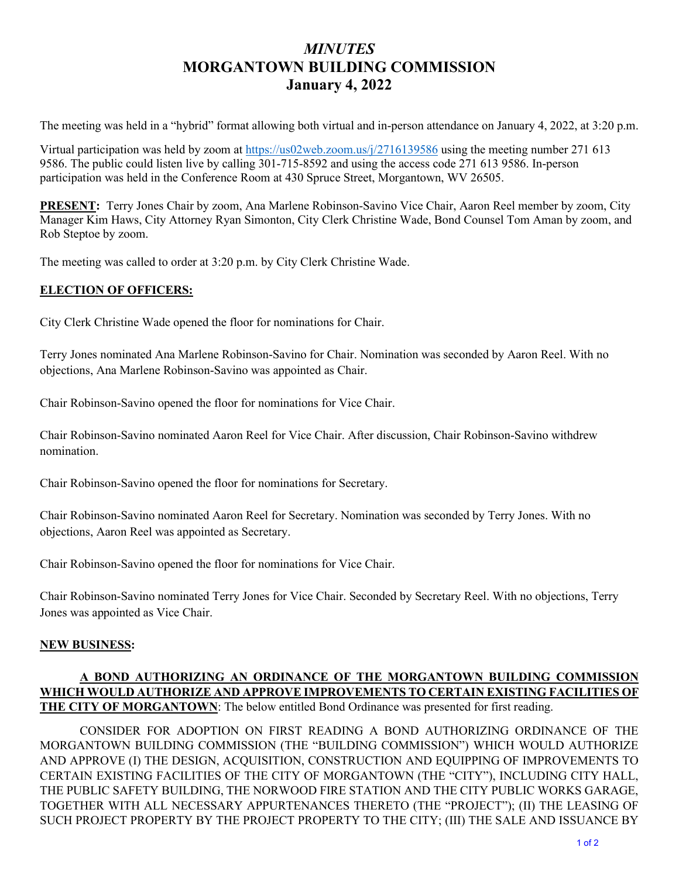# *MINUTES*
# MORGANTOWN BUILDING COMMISSION
## January 4, 2022

The meeting was held in a "hybrid" format allowing both virtual and in-person attendance on January 4, 2022, at 3:20 p.m.

Virtual participation was held by zoom at https://us02web.zoom.us/j/2716139586 using the meeting number 271 613 9586. The public could listen live by calling 301-715-8592 and using the access code 271 613 9586. In-person participation was held in the Conference Room at 430 Spruce Street, Morgantown, WV 26505.

**PRESENT:** Terry Jones Chair by zoom, Ana Marlene Robinson-Savino Vice Chair, Aaron Reel member by zoom, City Manager Kim Haws, City Attorney Ryan Simonton, City Clerk Christine Wade, Bond Counsel Tom Aman by zoom, and Rob Steptoe by zoom.

The meeting was called to order at 3:20 p.m. by City Clerk Christine Wade.

**ELECTION OF OFFICERS:**

City Clerk Christine Wade opened the floor for nominations for Chair.

Terry Jones nominated Ana Marlene Robinson-Savino for Chair. Nomination was seconded by Aaron Reel. With no objections, Ana Marlene Robinson-Savino was appointed as Chair.

Chair Robinson-Savino opened the floor for nominations for Vice Chair.

Chair Robinson-Savino nominated Aaron Reel for Vice Chair. After discussion, Chair Robinson-Savino withdrew nomination.

Chair Robinson-Savino opened the floor for nominations for Secretary.

Chair Robinson-Savino nominated Aaron Reel for Secretary. Nomination was seconded by Terry Jones. With no objections, Aaron Reel was appointed as Secretary.

Chair Robinson-Savino opened the floor for nominations for Vice Chair.

Chair Robinson-Savino nominated Terry Jones for Vice Chair. Seconded by Secretary Reel. With no objections, Terry Jones was appointed as Vice Chair.

**NEW BUSINESS:**

**A BOND AUTHORIZING AN ORDINANCE OF THE MORGANTOWN BUILDING COMMISSION WHICH WOULD AUTHORIZE AND APPROVE IMPROVEMENTS TO CERTAIN EXISTING FACILITIES OF THE CITY OF MORGANTOWN**: The below entitled Bond Ordinance was presented for first reading.

CONSIDER FOR ADOPTION ON FIRST READING A BOND AUTHORIZING ORDINANCE OF THE MORGANTOWN BUILDING COMMISSION (THE "BUILDING COMMISSION") WHICH WOULD AUTHORIZE AND APPROVE (I) THE DESIGN, ACQUISITION, CONSTRUCTION AND EQUIPPING OF IMPROVEMENTS TO CERTAIN EXISTING FACILITIES OF THE CITY OF MORGANTOWN (THE "CITY"), INCLUDING CITY HALL, THE PUBLIC SAFETY BUILDING, THE NORWOOD FIRE STATION AND THE CITY PUBLIC WORKS GARAGE, TOGETHER WITH ALL NECESSARY APPURTENANCES THERETO (THE "PROJECT"); (II) THE LEASING OF SUCH PROJECT PROPERTY BY THE PROJECT PROPERTY TO THE CITY; (III) THE SALE AND ISSUANCE BY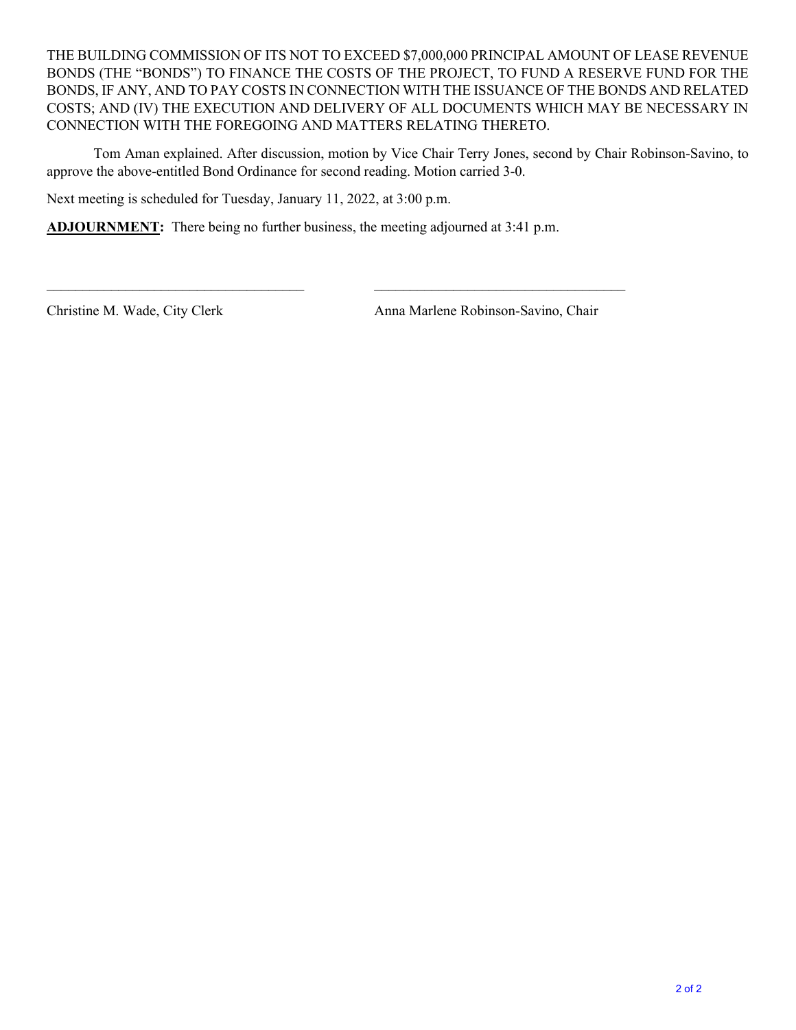THE BUILDING COMMISSION OF ITS NOT TO EXCEED $7,000,000 PRINCIPAL AMOUNT OF LEASE REVENUE BONDS (THE "BONDS") TO FINANCE THE COSTS OF THE PROJECT, TO FUND A RESERVE FUND FOR THE BONDS, IF ANY, AND TO PAY COSTS IN CONNECTION WITH THE ISSUANCE OF THE BONDS AND RELATED COSTS; AND (IV) THE EXECUTION AND DELIVERY OF ALL DOCUMENTS WHICH MAY BE NECESSARY IN CONNECTION WITH THE FOREGOING AND MATTERS RELATING THERETO.

Tom Aman explained. After discussion, motion by Vice Chair Terry Jones, second by Chair Robinson-Savino, to approve the above-entitled Bond Ordinance for second reading. Motion carried 3-0.

Next meeting is scheduled for Tuesday, January 11, 2022, at 3:00 p.m.

**ADJOURNMENT:** There being no further business, the meeting adjourned at 3:41 p.m.

\_\_\_\_\_\_\_\_\_\_\_\_\_\_\_\_\_\_\_\_\_\_\_\_\_\_\_\_\_\_\_\_\_\_\_\_

Christine M. Wade, City Clerk

\_\_\_\_\_\_\_\_\_\_\_\_\_\_\_\_\_\_\_\_\_\_\_\_\_\_\_\_\_\_\_\_\_\_\_\_

Anna Marlene Robinson-Savino, Chair